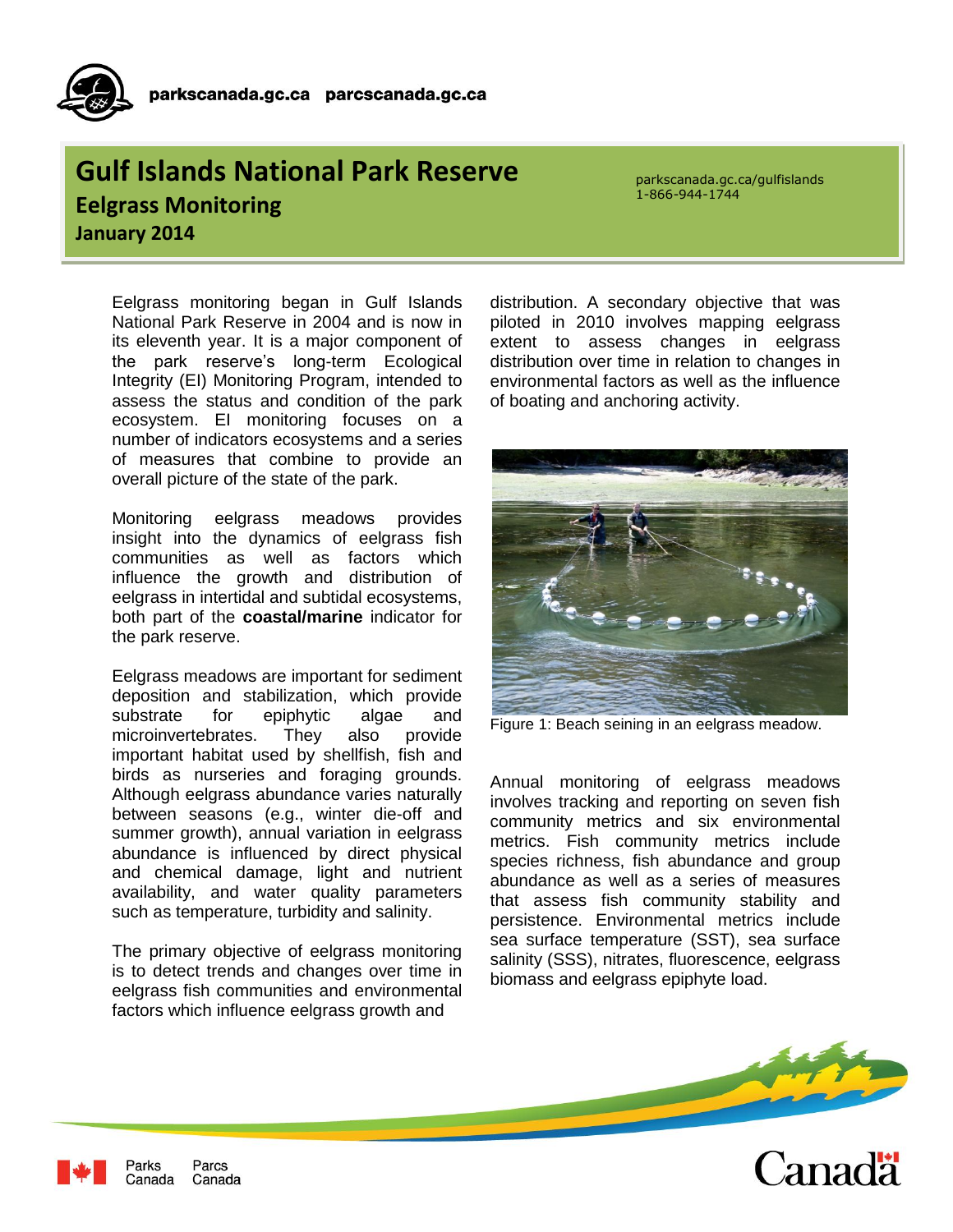# Gulf Islands National Park Reserve

## Eelgrass Monitoring

### January 2014

parkscanada.gc.ca/gulfislands
1-866-944-1744

Eelgrass monitoring began in Gulf Islands National Park Reserve in 2004 and is now in its eleventh year. It is a major component of the park reserve's long-term Ecological Integrity (EI) Monitoring Program, intended to assess the status and condition of the park ecosystem. EI monitoring focuses on a number of indicators ecosystems and a series of measures that combine to provide an overall picture of the state of the park.

Monitoring eelgrass meadows provides insight into the dynamics of eelgrass fish communities as well as factors which influence the growth and distribution of eelgrass in intertidal and subtidal ecosystems, both part of the **coastal/marine** indicator for the park reserve.

Eelgrass meadows are important for sediment deposition and stabilization, which provide substrate for epiphytic algae and microinvertebrates. They also provide important habitat used by shellfish, fish and birds as nurseries and foraging grounds. Although eelgrass abundance varies naturally between seasons (e.g., winter die-off and summer growth), annual variation in eelgrass abundance is influenced by direct physical and chemical damage, light and nutrient availability, and water quality parameters such as temperature, turbidity and salinity.

The primary objective of eelgrass monitoring is to detect trends and changes over time in eelgrass fish communities and environmental factors which influence eelgrass growth and distribution. A secondary objective that was piloted in 2010 involves mapping eelgrass extent to assess changes in eelgrass distribution over time in relation to changes in environmental factors as well as the influence of boating and anchoring activity.

Figure 1: Beach seining in an eelgrass meadow.

Annual monitoring of eelgrass meadows involves tracking and reporting on seven fish community metrics and six environmental metrics. Fish community metrics include species richness, fish abundance and group abundance as well as a series of measures that assess fish community stability and persistence. Environmental metrics include sea surface temperature (SST), sea surface salinity (SSS), nitrates, fluorescence, eelgrass biomass and eelgrass epiphyte load.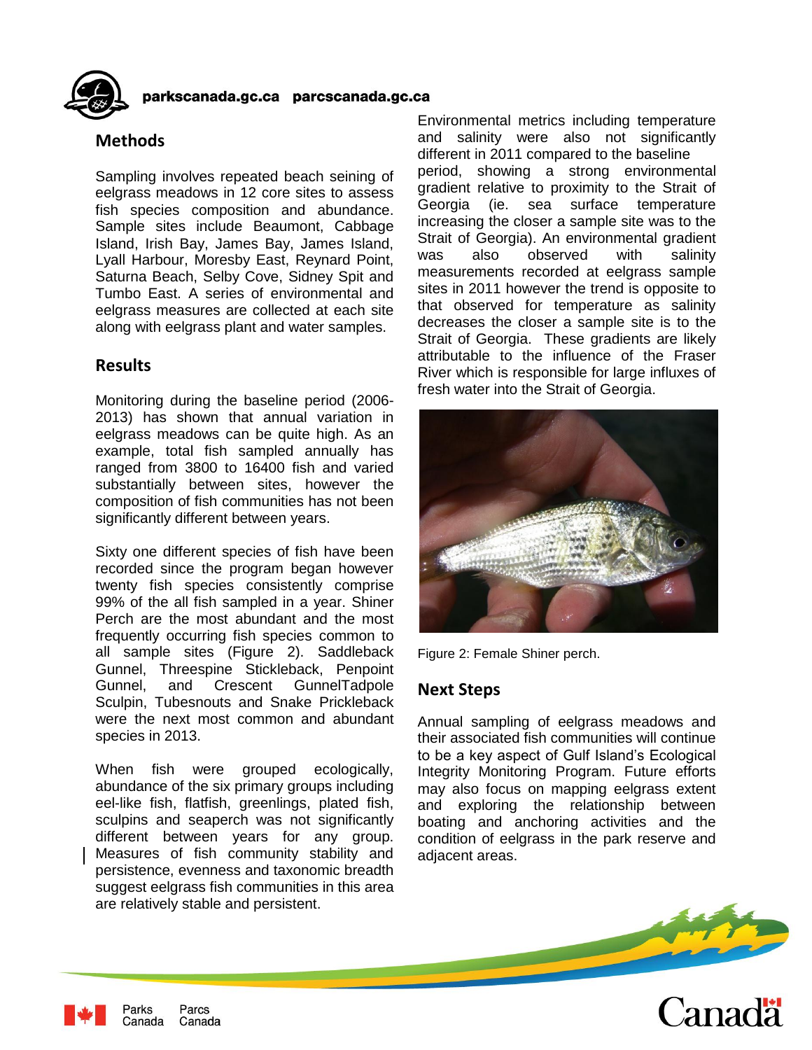## Methods

Sampling involves repeated beach seining of eelgrass meadows in 12 core sites to assess fish species composition and abundance. Sample sites include Beaumont, Cabbage Island, Irish Bay, James Bay, James Island, Lyall Harbour, Moresby East, Reynard Point, Saturna Beach, Selby Cove, Sidney Spit and Tumbo East. A series of environmental and eelgrass measures are collected at each site along with eelgrass plant and water samples.

## Results

Monitoring during the baseline period (2006-2013) has shown that annual variation in eelgrass meadows can be quite high. As an example, total fish sampled annually has ranged from 3800 to 16400 fish and varied substantially between sites, however the composition of fish communities has not been significantly different between years.

Sixty one different species of fish have been recorded since the program began however twenty fish species consistently comprise 99% of the all fish sampled in a year. Shiner Perch are the most abundant and the most frequently occurring fish species common to all sample sites (Figure 2). Saddleback Gunnel, Threespine Stickleback, Penpoint Gunnel, and Crescent GunnelTadpole Sculpin, Tubesnouts and Snake Prickleback were the next most common and abundant species in 2013.

When fish were grouped ecologically, abundance of the six primary groups including eel-like fish, flatfish, greenlings, plated fish, sculpins and seaperch was not significantly different between years for any group. Measures of fish community stability and persistence, evenness and taxonomic breadth suggest eelgrass fish communities in this area are relatively stable and persistent.

Environmental metrics including temperature and salinity were also not significantly different in 2011 compared to the baseline period, showing a strong environmental gradient relative to proximity to the Strait of Georgia (ie. sea surface temperature increasing the closer a sample site was to the Strait of Georgia). An environmental gradient was also observed with salinity measurements recorded at eelgrass sample sites in 2011 however the trend is opposite to that observed for temperature as salinity decreases the closer a sample site is to the Strait of Georgia. These gradients are likely attributable to the influence of the Fraser River which is responsible for large influxes of fresh water into the Strait of Georgia.

Figure 2: Female Shiner perch.

## Next Steps

Annual sampling of eelgrass meadows and their associated fish communities will continue to be a key aspect of Gulf Island's Ecological Integrity Monitoring Program. Future efforts may also focus on mapping eelgrass extent and exploring the relationship between boating and anchoring activities and the condition of eelgrass in the park reserve and adjacent areas.